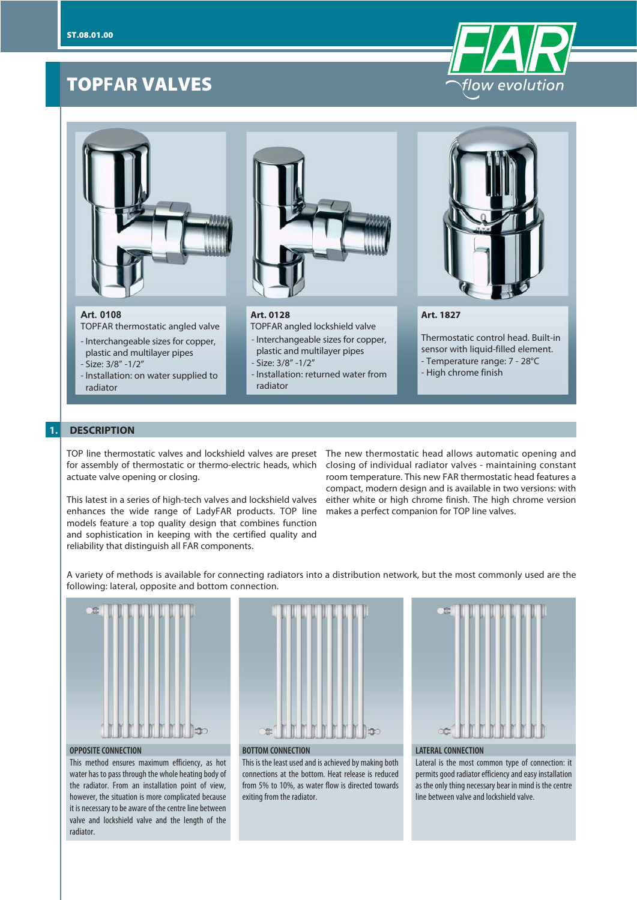ST.08.01.00

# TOPFAR VALVES

**Art. 0108**
TOPFAR thermostatic angled valve
- Interchangeable sizes for copper, plastic and multilayer pipes
- Size: 3/8" -1/2"
- Installation: on water supplied to radiator

**Art. 0128**
TOPFAR angled lockshield valve
- Interchangeable sizes for copper, plastic and multilayer pipes
- Size: 3/8" -1/2"
- Installation: returned water from radiator

**Art. 1827**

Thermostatic control head. Built-in sensor with liquid-filled element.
- Temperature range: 7 - 28°C
- High chrome finish

## 1. DESCRIPTION

TOP line thermostatic valves and lockshield valves are preset for assembly of thermostatic or thermo-electric heads, which actuate valve opening or closing.

This latest in a series of high-tech valves and lockshield valves enhances the wide range of LadyFAR products. TOP line models feature a top quality design that combines function and sophistication in keeping with the certified quality and reliability that distinguish all FAR components.

The new thermostatic head allows automatic opening and closing of individual radiator valves - maintaining constant room temperature. This new FAR thermostatic head features a compact, modern design and is available in two versions: with either white or high chrome finish. The high chrome version makes a perfect companion for TOP line valves.

A variety of methods is available for connecting radiators into a distribution network, but the most commonly used are the following: lateral, opposite and bottom connection.

**OPPOSITE CONNECTION**
This method ensures maximum efficiency, as hot water has to pass through the whole heating body of the radiator. From an installation point of view, however, the situation is more complicated because it is necessary to be aware of the centre line between valve and lockshield valve and the length of the radiator.

**BOTTOM CONNECTION**
This is the least used and is achieved by making both connections at the bottom. Heat release is reduced from 5% to 10%, as water flow is directed towards exiting from the radiator.

**LATERAL CONNECTION**
Lateral is the most common type of connection: it permits good radiator efficiency and easy installation as the only thing necessary bear in mind is the centre line between valve and lockshield valve.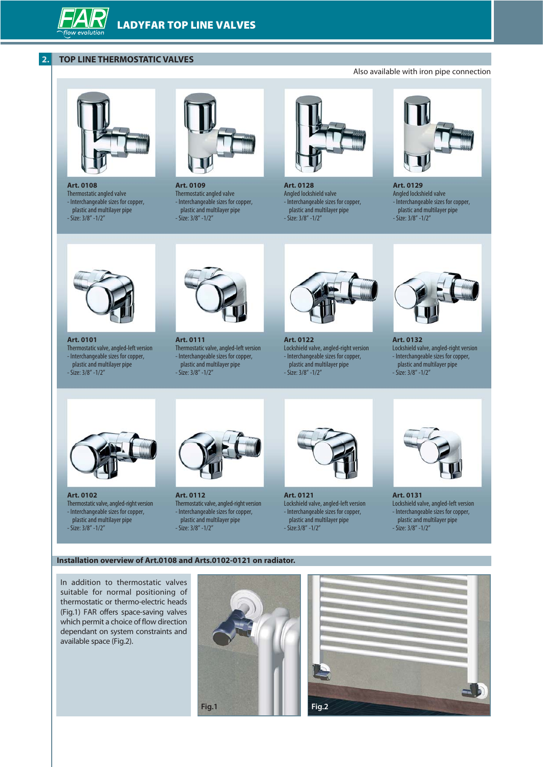## 2. TOP LINE THERMOSTATIC VALVES

Also available with iron pipe connection

**Art. 0108**
Thermostatic angled valve
- Interchangeable sizes for copper, plastic and multilayer pipe
- Size: 3/8" -1/2"

**Art. 0109**
Thermostatic angled valve
- Interchangeable sizes for copper, plastic and multilayer pipe
- Size: 3/8" -1/2"

**Art. 0128**
Angled lockshield valve
- Interchangeable sizes for copper, plastic and multilayer pipe
- Size: 3/8" -1/2"

**Art. 0129**
Angled lockshield valve
- Interchangeable sizes for copper, plastic and multilayer pipe
- Size: 3/8" -1/2"

**Art. 0101**
Thermostatic valve, angled-left version
- Interchangeable sizes for copper, plastic and multilayer pipe
- Size: 3/8" -1/2"

**Art. 0111**
Thermostatic valve, angled-left version
- Interchangeable sizes for copper, plastic and multilayer pipe
- Size: 3/8" -1/2"

**Art. 0122**
Lockshield valve, angled-right version
- Interchangeable sizes for copper, plastic and multilayer pipe
- Size: 3/8" -1/2"

**Art. 0132**
Lockshield valve, angled-right version
- Interchangeable sizes for copper, plastic and multilayer pipe
- Size: 3/8" -1/2"

**Art. 0102**
Thermostatic valve, angled-right version
- Interchangeable sizes for copper, plastic and multilayer pipe
- Size: 3/8" -1/2"

**Art. 0112**
Thermostatic valve, angled-right version
- Interchangeable sizes for copper, plastic and multilayer pipe
- Size: 3/8" -1/2"

**Art. 0121**
Lockshield valve, angled-left version
- Interchangeable sizes for copper, plastic and multilayer pipe
- Size:3/8" -1/2"

**Art. 0131**
Lockshield valve, angled-left version
- Interchangeable sizes for copper, plastic and multilayer pipe
- Size: 3/8" -1/2"

### Installation overview of Art.0108 and Arts.0102-0121 on radiator.

In addition to thermostatic valves suitable for normal positioning of thermostatic or thermo-electric heads (Fig.1) FAR offers space-saving valves which permit a choice of flow direction dependant on system constraints and available space (Fig.2).

Fig.1

Fig.2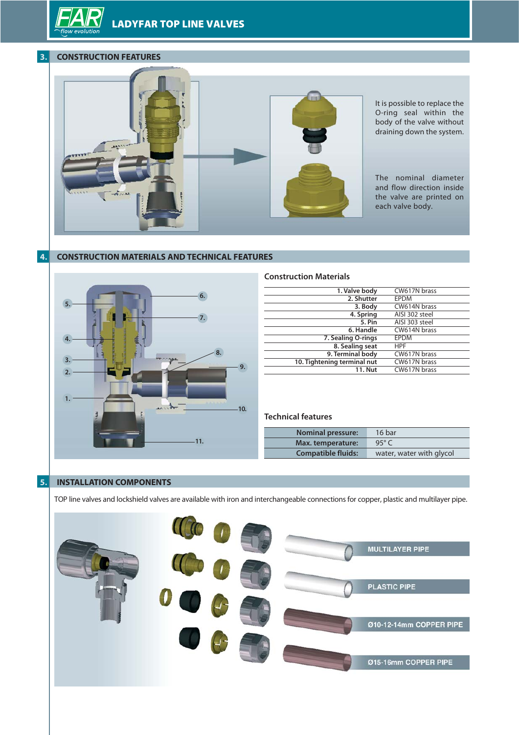## 3. CONSTRUCTION FEATURES

It is possible to replace the O-ring seal within the body of the valve without draining down the system.

The nominal diameter and flow direction inside the valve are printed on each valve body.

## 4. CONSTRUCTION MATERIALS AND TECHNICAL FEATURES

### Construction Materials

| Component | Material |
|---|---|
| 1. Valve body | CW617N brass |
| 2. Shutter | EPDM |
| 3. Body | CW614N brass |
| 4. Spring | AISI 302 steel |
| 5. Pin | AISI 303 steel |
| 6. Handle | CW614N brass |
| 7. Sealing O-rings | EPDM |
| 8. Sealing seat | HPF |
| 9. Terminal body | CW617N brass |
| 10. Tightening terminal nut | CW617N brass |
| 11. Nut | CW617N brass |

### Technical features

| Feature | Value |
|---|---|
| Nominal pressure: | 16 bar |
| Max. temperature: | 95° C |
| Compatible fluids: | water, water with glycol |

## 5. INSTALLATION COMPONENTS

TOP line valves and lockshield valves are available with iron and interchangeable connections for copper, plastic and multilayer pipe.

MULTILAYER PIPE

PLASTIC PIPE

Ø10-12-14mm COPPER PIPE

Ø15-16mm COPPER PIPE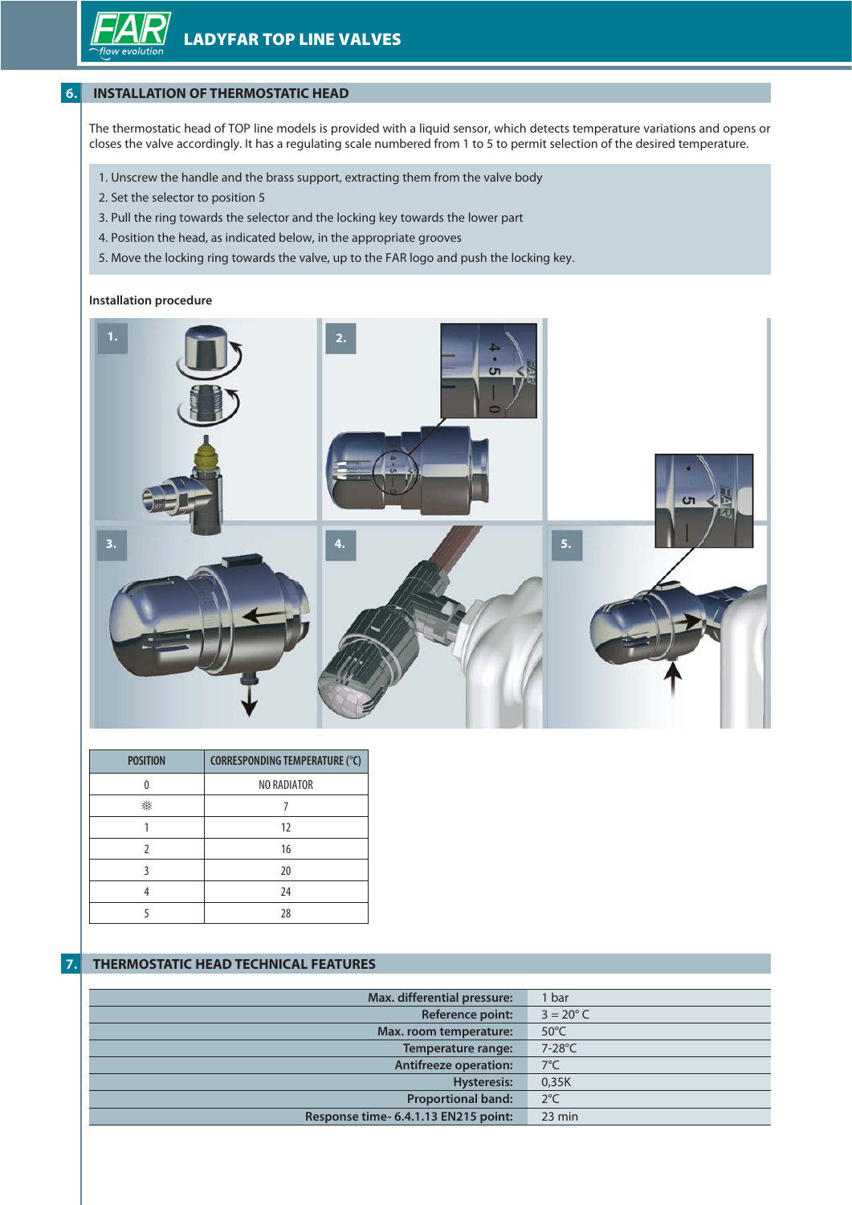## 6. INSTALLATION OF THERMOSTATIC HEAD

The thermostatic head of TOP line models is provided with a liquid sensor, which detects temperature variations and opens or closes the valve accordingly. It has a regulating scale numbered from 1 to 5 to permit selection of the desired temperature.

1. Unscrew the handle and the brass support, extracting them from the valve body
2. Set the selector to position 5
3. Pull the ring towards the selector and the locking key towards the lower part
4. Position the head, as indicated below, in the appropriate grooves
5. Move the locking ring towards the valve, up to the FAR logo and push the locking key.

**Installation procedure**

| POSITION | CORRESPONDING TEMPERATURE (°C) |
|---|---|
| 0 | NO RADIATOR |
| ❄ | 7 |
| 1 | 12 |
| 2 | 16 |
| 3 | 20 |
| 4 | 24 |
| 5 | 28 |

## 7. THERMOSTATIC HEAD TECHNICAL FEATURES

| | |
|---|---|
| **Max. differential pressure:** | 1 bar |
| **Reference point:** | 3 = 20° C |
| **Max. room temperature:** | 50°C |
| **Temperature range:** | 7-28°C |
| **Antifreeze operation:** | 7°C |
| **Hysteresis:** | 0,35K |
| **Proportional band:** | 2°C |
| **Response time- 6.4.1.13 EN215 point:** | 23 min |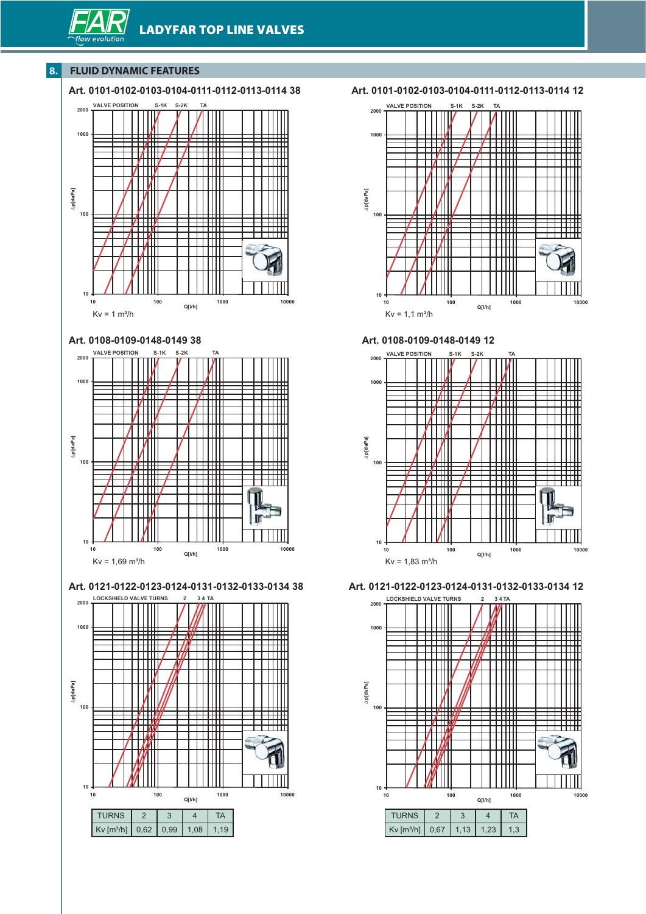## 8. FLUID DYNAMIC FEATURES

### Art. 0101-0102-0103-0104-0111-0112-0113-0114 38

VALVE POSITION S-1K S-2K TA

Kv = 1 m³/h

### Art. 0101-0102-0103-0104-0111-0112-0113-0114 12

VALVE POSITION S-1K S-2K TA

Kv = 1,1 m³/h

### Art. 0108-0109-0148-0149 38

VALVE POSITION S-1K S-2K TA

Kv = 1,69 m³/h

### Art. 0108-0109-0148-0149 12

VALVE POSITION S-1K S-2K TA

Kv = 1,83 m³/h

### Art. 0121-0122-0123-0124-0131-0132-0133-0134 38

LOCKSHIELD VALVE TURNS 2 3 4 TA

| TURNS | 2 | 3 | 4 | TA |
|---|---|---|---|---|
| Kv [m³/h] | 0,62 | 0,99 | 1,08 | 1,19 |

### Art. 0121-0122-0123-0124-0131-0132-0133-0134 12

LOCKSHIELD VALVE TURNS 2 3 4 TA

| TURNS | 2 | 3 | 4 | TA |
|---|---|---|---|---|
| Kv [m³/h] | 0,67 | 1,13 | 1,23 | 1,3 |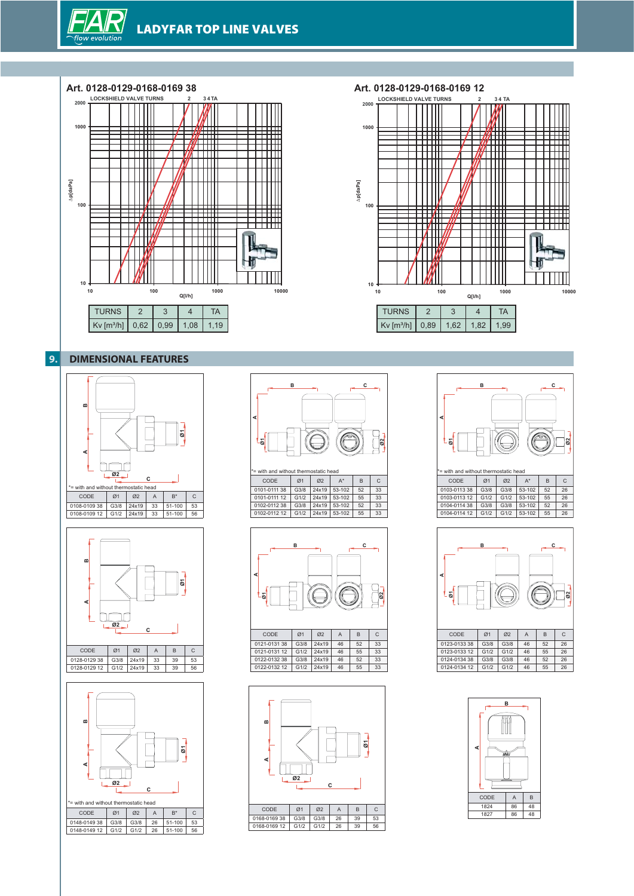## Art. 0128-0129-0168-0169 38

LOCKSHIELD VALVE TURNS 2 3 4 TA

Δp[daPa]

2000
1000
100
10

10 100 1000 10000

Q[l/h]

| TURNS | 2 | 3 | 4 | TA |
|---|---|---|---|---|
| Kv [m³/h] | 0,62 | 0,99 | 1,08 | 1,19 |

## Art. 0128-0129-0168-0169 12

LOCKSHIELD VALVE TURNS 2 3 4 TA

Δp[daPa]

2000
1000
100
10

10 100 1000 10000

Q[l/h]

| TURNS | 2 | 3 | 4 | TA |
|---|---|---|---|---|
| Kv [m³/h] | 0,89 | 1,62 | 1,82 | 1,99 |

## 9. DIMENSIONAL FEATURES

*= with and without thermostatic head

| CODE | Ø1 | Ø2 | A | B* | C |
|---|---|---|---|---|---|
| 0108-0109 38 | G3/8 | 24x19 | 33 | 51-100 | 53 |
| 0108-0109 12 | G1/2 | 24x19 | 33 | 51-100 | 56 |

*= with and without thermostatic head

| CODE | Ø1 | Ø2 | A* | B | C |
|---|---|---|---|---|---|
| 0101-0111 38 | G3/8 | 24x19 | 53-102 | 52 | 33 |
| 0101-0111 12 | G1/2 | 24x19 | 53-102 | 55 | 33 |
| 0102-0112 38 | G3/8 | 24x19 | 53-102 | 52 | 33 |
| 0102-0112 12 | G1/2 | 24x19 | 53-102 | 55 | 33 |

*= with and without thermostatic head

| CODE | Ø1 | Ø2 | A* | B | C |
|---|---|---|---|---|---|
| 0103-0113 38 | G3/8 | G3/8 | 53-102 | 52 | 26 |
| 0103-0113 12 | G1/2 | G1/2 | 53-102 | 55 | 26 |
| 0104-0114 38 | G3/8 | G3/8 | 53-102 | 52 | 26 |
| 0104-0114 12 | G1/2 | G1/2 | 53-102 | 55 | 26 |

| CODE | Ø1 | Ø2 | A | B | C |
|---|---|---|---|---|---|
| 0128-0129 38 | G3/8 | 24x19 | 33 | 39 | 53 |
| 0128-0129 12 | G1/2 | 24x19 | 33 | 39 | 56 |

| CODE | Ø1 | Ø2 | A | B | C |
|---|---|---|---|---|---|
| 0121-0131 38 | G3/8 | 24x19 | 46 | 52 | 33 |
| 0121-0131 12 | G1/2 | 24x19 | 46 | 55 | 33 |
| 0122-0132 38 | G3/8 | 24x19 | 46 | 52 | 33 |
| 0122-0132 12 | G1/2 | 24x19 | 46 | 55 | 33 |

| CODE | Ø1 | Ø2 | A | B | C |
|---|---|---|---|---|---|
| 0123-0133 38 | G3/8 | G3/8 | 46 | 52 | 26 |
| 0123-0133 12 | G1/2 | G1/2 | 46 | 55 | 26 |
| 0124-0134 38 | G3/8 | G3/8 | 46 | 52 | 26 |
| 0124-0134 12 | G1/2 | G1/2 | 46 | 55 | 26 |

*= with and without thermostatic head

| CODE | Ø1 | Ø2 | A | B* | C |
|---|---|---|---|---|---|
| 0148-0149 38 | G3/8 | G3/8 | 26 | 51-100 | 53 |
| 0148-0149 12 | G1/2 | G1/2 | 26 | 51-100 | 56 |

| CODE | Ø1 | Ø2 | A | B | C |
|---|---|---|---|---|---|
| 0168-0169 38 | G3/8 | G3/8 | 26 | 39 | 53 |
| 0168-0169 12 | G1/2 | G1/2 | 26 | 39 | 56 |

| CODE | A | B |
|---|---|---|
| 1824 | 86 | 48 |
| 1827 | 86 | 48 |